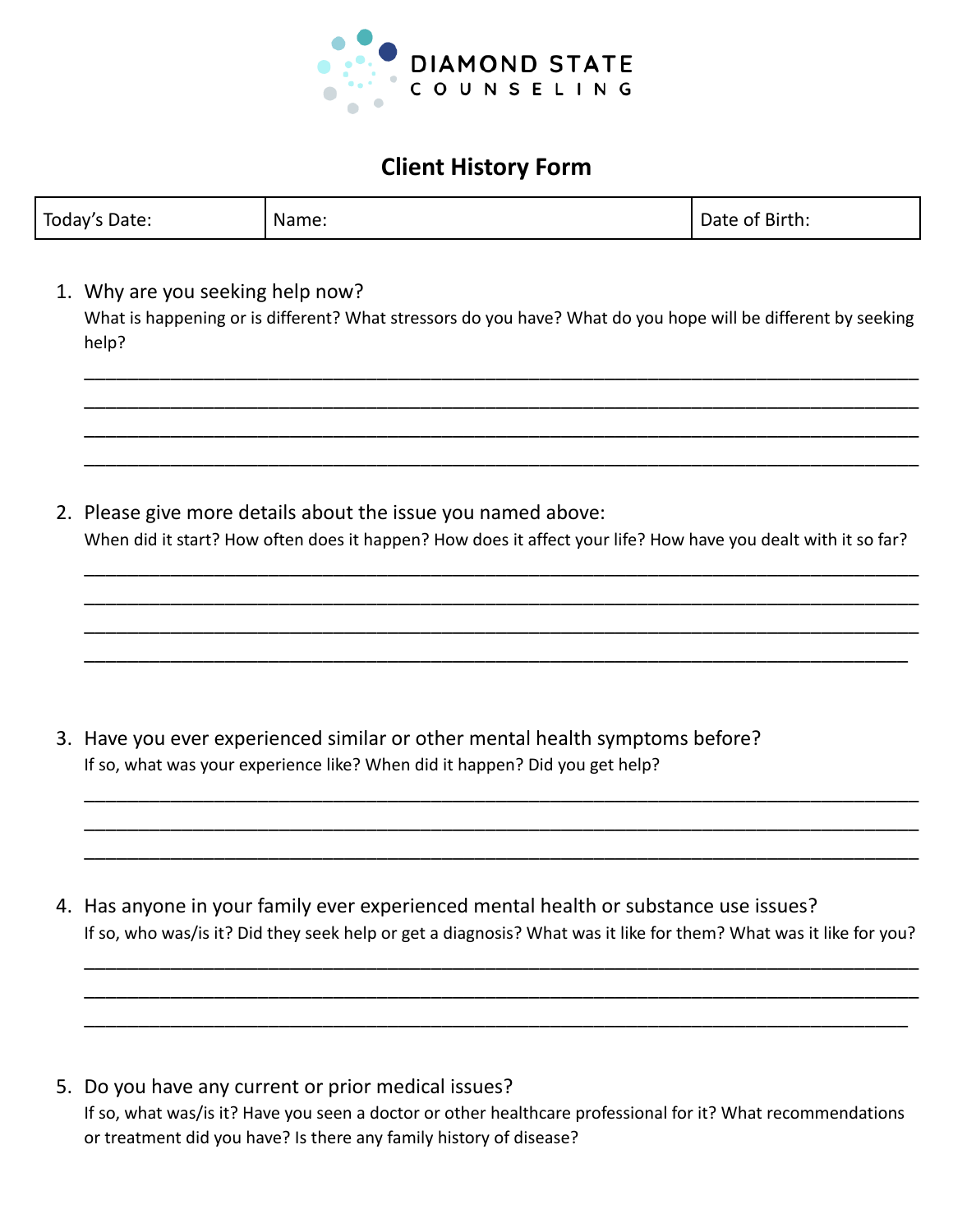DIAMOND STATE
COUNSELING

# Client History Form

| Today's Date: | Name: | Date of Birth: |
|---|---|---|

1. Why are you seeking help now?
   What is happening or is different? What stressors do you have? What do you hope will be different by seeking help?

   ___________________________________________________________________________
   ___________________________________________________________________________
   ___________________________________________________________________________
   ___________________________________________________________________________

2. Please give more details about the issue you named above:
   When did it start? How often does it happen? How does it affect your life? How have you dealt with it so far?

   ___________________________________________________________________________
   ___________________________________________________________________________
   ___________________________________________________________________________
   ___________________________________________________________________________

3. Have you ever experienced similar or other mental health symptoms before?
   If so, what was your experience like? When did it happen? Did you get help?

   ___________________________________________________________________________
   ___________________________________________________________________________
   ___________________________________________________________________________

4. Has anyone in your family ever experienced mental health or substance use issues?
   If so, who was/is it? Did they seek help or get a diagnosis? What was it like for them? What was it like for you?

   ___________________________________________________________________________
   ___________________________________________________________________________
   ___________________________________________________________________________

5. Do you have any current or prior medical issues?
   If so, what was/is it? Have you seen a doctor or other healthcare professional for it? What recommendations or treatment did you have? Is there any family history of disease?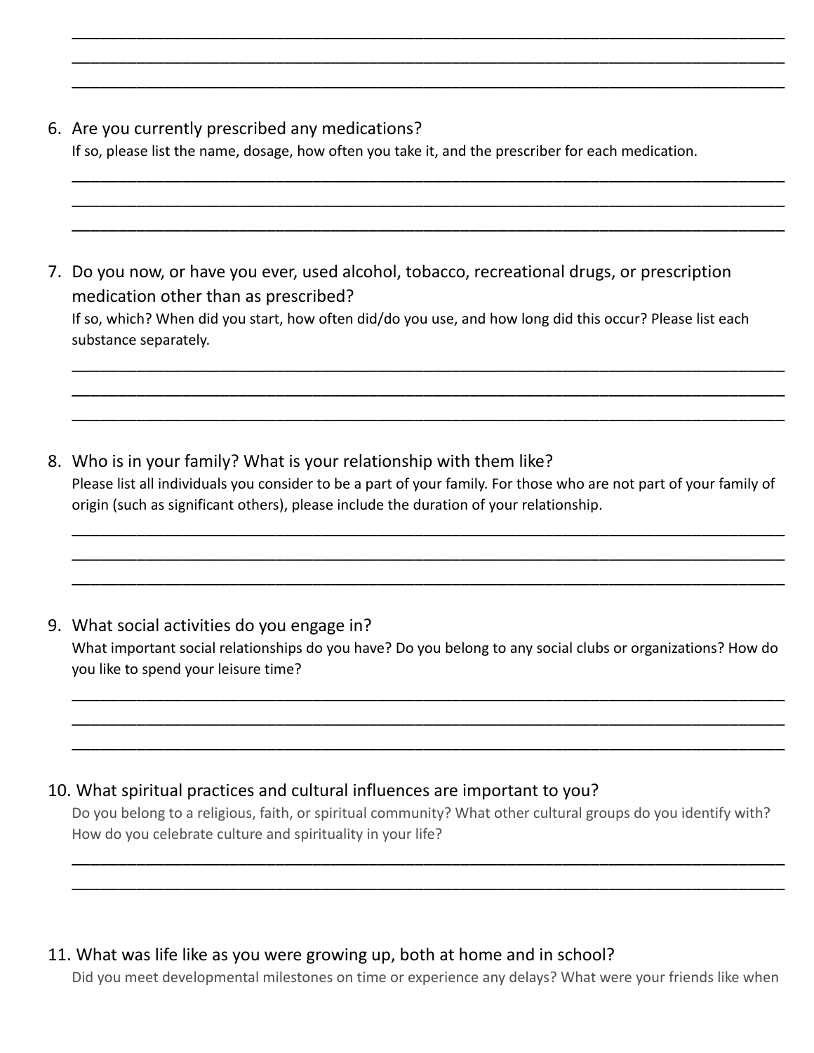________________________________________________________________________________
________________________________________________________________________________
________________________________________________________________________________

6. Are you currently prescribed any medications?
   If so, please list the name, dosage, how often you take it, and the prescriber for each medication.

________________________________________________________________________________
________________________________________________________________________________
________________________________________________________________________________

7. Do you now, or have you ever, used alcohol, tobacco, recreational drugs, or prescription medication other than as prescribed?
   If so, which? When did you start, how often did/do you use, and how long did this occur? Please list each substance separately.

________________________________________________________________________________
________________________________________________________________________________
________________________________________________________________________________

8. Who is in your family? What is your relationship with them like?
   Please list all individuals you consider to be a part of your family. For those who are not part of your family of origin (such as significant others), please include the duration of your relationship.

________________________________________________________________________________
________________________________________________________________________________
________________________________________________________________________________

9. What social activities do you engage in?
   What important social relationships do you have? Do you belong to any social clubs or organizations? How do you like to spend your leisure time?

________________________________________________________________________________
________________________________________________________________________________
________________________________________________________________________________

10. What spiritual practices and cultural influences are important to you?
    Do you belong to a religious, faith, or spiritual community? What other cultural groups do you identify with? How do you celebrate culture and spirituality in your life?

________________________________________________________________________________
________________________________________________________________________________

11. What was life like as you were growing up, both at home and in school?
    Did you meet developmental milestones on time or experience any delays? What were your friends like when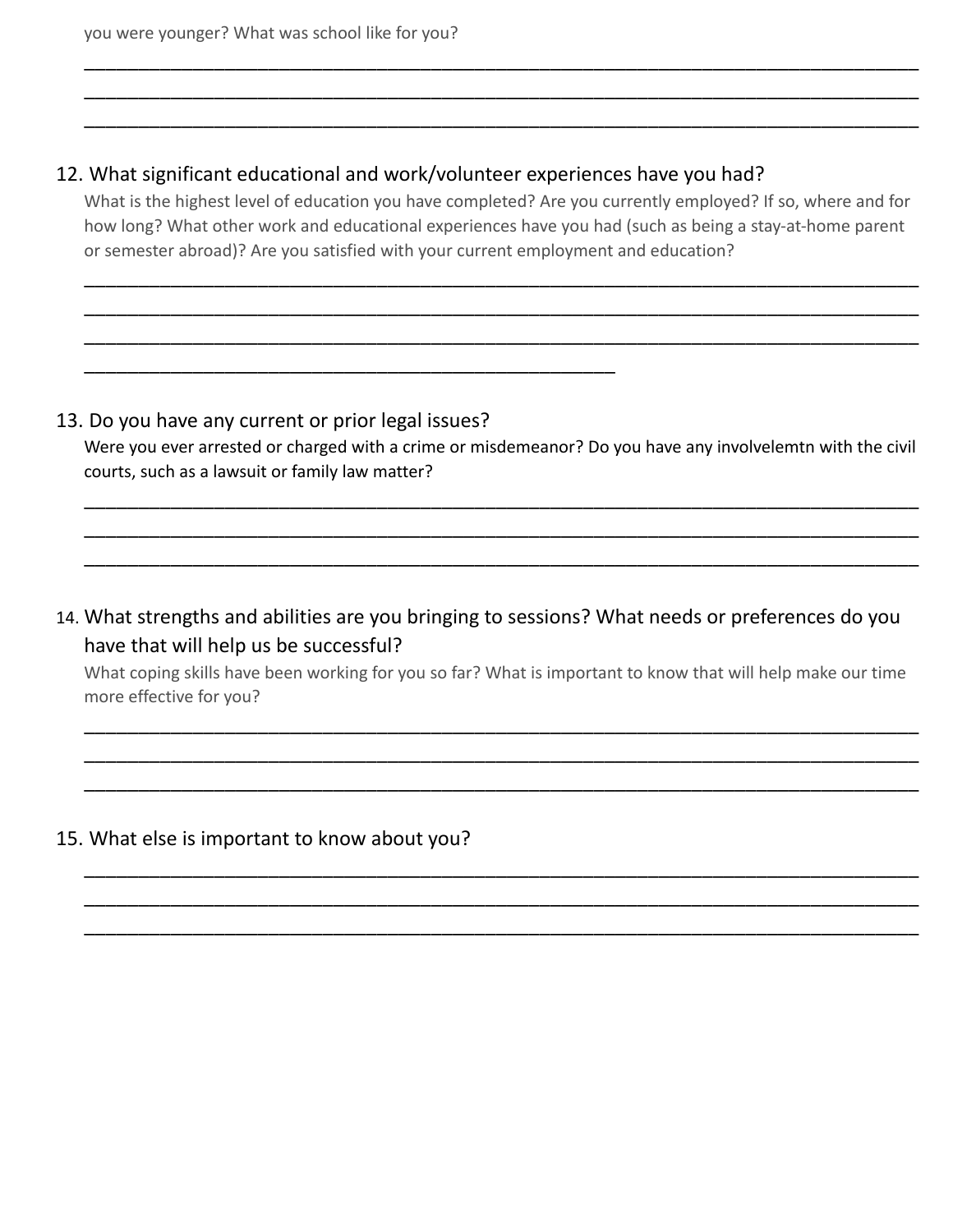you were younger? What was school like for you?

________________________________________________________________________________
________________________________________________________________________________
________________________________________________________________________________

12. What significant educational and work/volunteer experiences have you had?

What is the highest level of education you have completed? Are you currently employed? If so, where and for how long? What other work and educational experiences have you had (such as being a stay-at-home parent or semester abroad)? Are you satisfied with your current employment and education?

________________________________________________________________________________
________________________________________________________________________________
________________________________________________________________________________
__________________________________________________

13. Do you have any current or prior legal issues?

Were you ever arrested or charged with a crime or misdemeanor? Do you have any involvelemtn with the civil courts, such as a lawsuit or family law matter?

________________________________________________________________________________
________________________________________________________________________________
________________________________________________________________________________

14. What strengths and abilities are you bringing to sessions? What needs or preferences do you have that will help us be successful?

What coping skills have been working for you so far? What is important to know that will help make our time more effective for you?

________________________________________________________________________________
________________________________________________________________________________
________________________________________________________________________________

15. What else is important to know about you?

________________________________________________________________________________
________________________________________________________________________________
________________________________________________________________________________